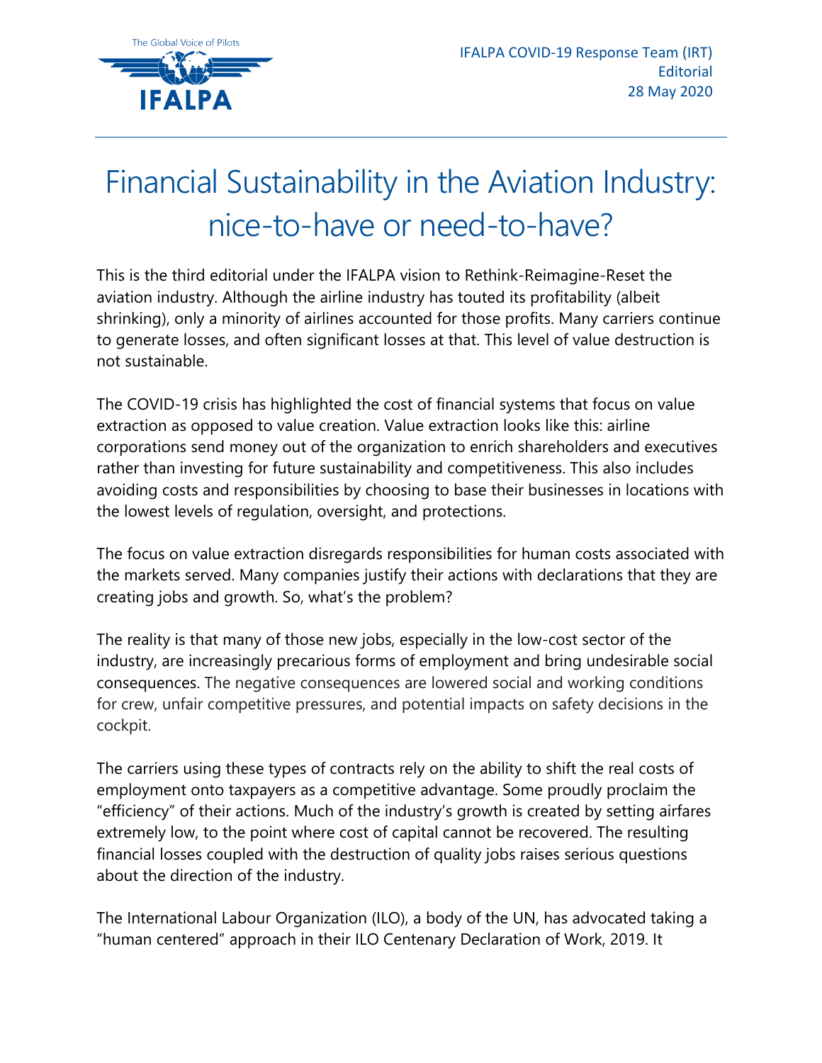IFALPA COVID-19 Response Team (IRT)
Editorial
28 May 2020

# Financial Sustainability in the Aviation Industry: nice-to-have or need-to-have?

This is the third editorial under the IFALPA vision to Rethink-Reimagine-Reset the aviation industry. Although the airline industry has touted its profitability (albeit shrinking), only a minority of airlines accounted for those profits. Many carriers continue to generate losses, and often significant losses at that. This level of value destruction is not sustainable.

The COVID-19 crisis has highlighted the cost of financial systems that focus on value extraction as opposed to value creation. Value extraction looks like this: airline corporations send money out of the organization to enrich shareholders and executives rather than investing for future sustainability and competitiveness. This also includes avoiding costs and responsibilities by choosing to base their businesses in locations with the lowest levels of regulation, oversight, and protections.

The focus on value extraction disregards responsibilities for human costs associated with the markets served. Many companies justify their actions with declarations that they are creating jobs and growth. So, what's the problem?

The reality is that many of those new jobs, especially in the low-cost sector of the industry, are increasingly precarious forms of employment and bring undesirable social consequences. The negative consequences are lowered social and working conditions for crew, unfair competitive pressures, and potential impacts on safety decisions in the cockpit.

The carriers using these types of contracts rely on the ability to shift the real costs of employment onto taxpayers as a competitive advantage. Some proudly proclaim the "efficiency" of their actions. Much of the industry's growth is created by setting airfares extremely low, to the point where cost of capital cannot be recovered. The resulting financial losses coupled with the destruction of quality jobs raises serious questions about the direction of the industry.

The International Labour Organization (ILO), a body of the UN, has advocated taking a "human centered" approach in their ILO Centenary Declaration of Work, 2019. It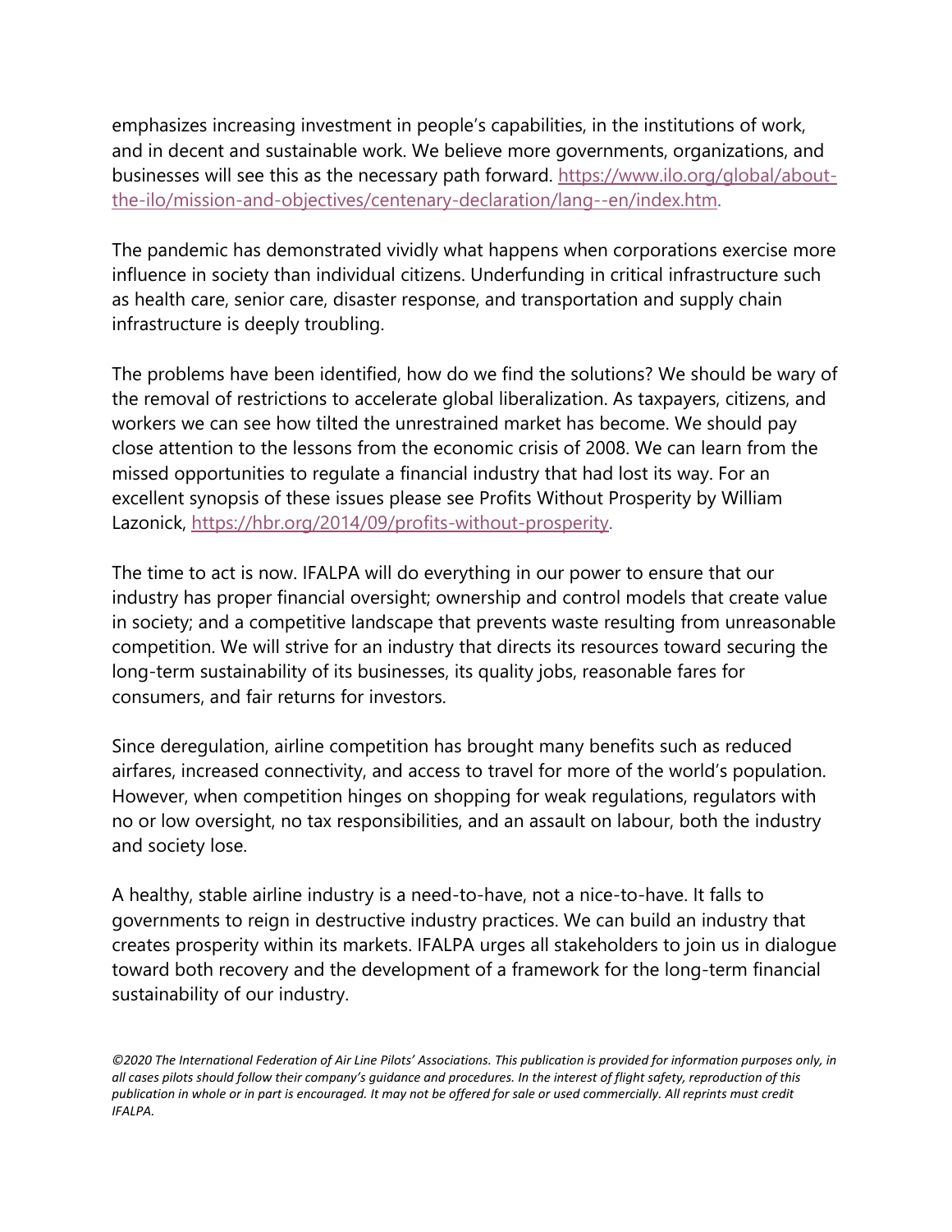emphasizes increasing investment in people's capabilities, in the institutions of work, and in decent and sustainable work. We believe more governments, organizations, and businesses will see this as the necessary path forward. https://www.ilo.org/global/about-the-ilo/mission-and-objectives/centenary-declaration/lang--en/index.htm.

The pandemic has demonstrated vividly what happens when corporations exercise more influence in society than individual citizens. Underfunding in critical infrastructure such as health care, senior care, disaster response, and transportation and supply chain infrastructure is deeply troubling.

The problems have been identified, how do we find the solutions? We should be wary of the removal of restrictions to accelerate global liberalization. As taxpayers, citizens, and workers we can see how tilted the unrestrained market has become. We should pay close attention to the lessons from the economic crisis of 2008. We can learn from the missed opportunities to regulate a financial industry that had lost its way. For an excellent synopsis of these issues please see Profits Without Prosperity by William Lazonick, https://hbr.org/2014/09/profits-without-prosperity.

The time to act is now. IFALPA will do everything in our power to ensure that our industry has proper financial oversight; ownership and control models that create value in society; and a competitive landscape that prevents waste resulting from unreasonable competition. We will strive for an industry that directs its resources toward securing the long-term sustainability of its businesses, its quality jobs, reasonable fares for consumers, and fair returns for investors.

Since deregulation, airline competition has brought many benefits such as reduced airfares, increased connectivity, and access to travel for more of the world's population. However, when competition hinges on shopping for weak regulations, regulators with no or low oversight, no tax responsibilities, and an assault on labour, both the industry and society lose.

A healthy, stable airline industry is a need-to-have, not a nice-to-have. It falls to governments to reign in destructive industry practices. We can build an industry that creates prosperity within its markets. IFALPA urges all stakeholders to join us in dialogue toward both recovery and the development of a framework for the long-term financial sustainability of our industry.

*©2020 The International Federation of Air Line Pilots' Associations. This publication is provided for information purposes only, in all cases pilots should follow their company's guidance and procedures. In the interest of flight safety, reproduction of this publication in whole or in part is encouraged. It may not be offered for sale or used commercially. All reprints must credit IFALPA.*